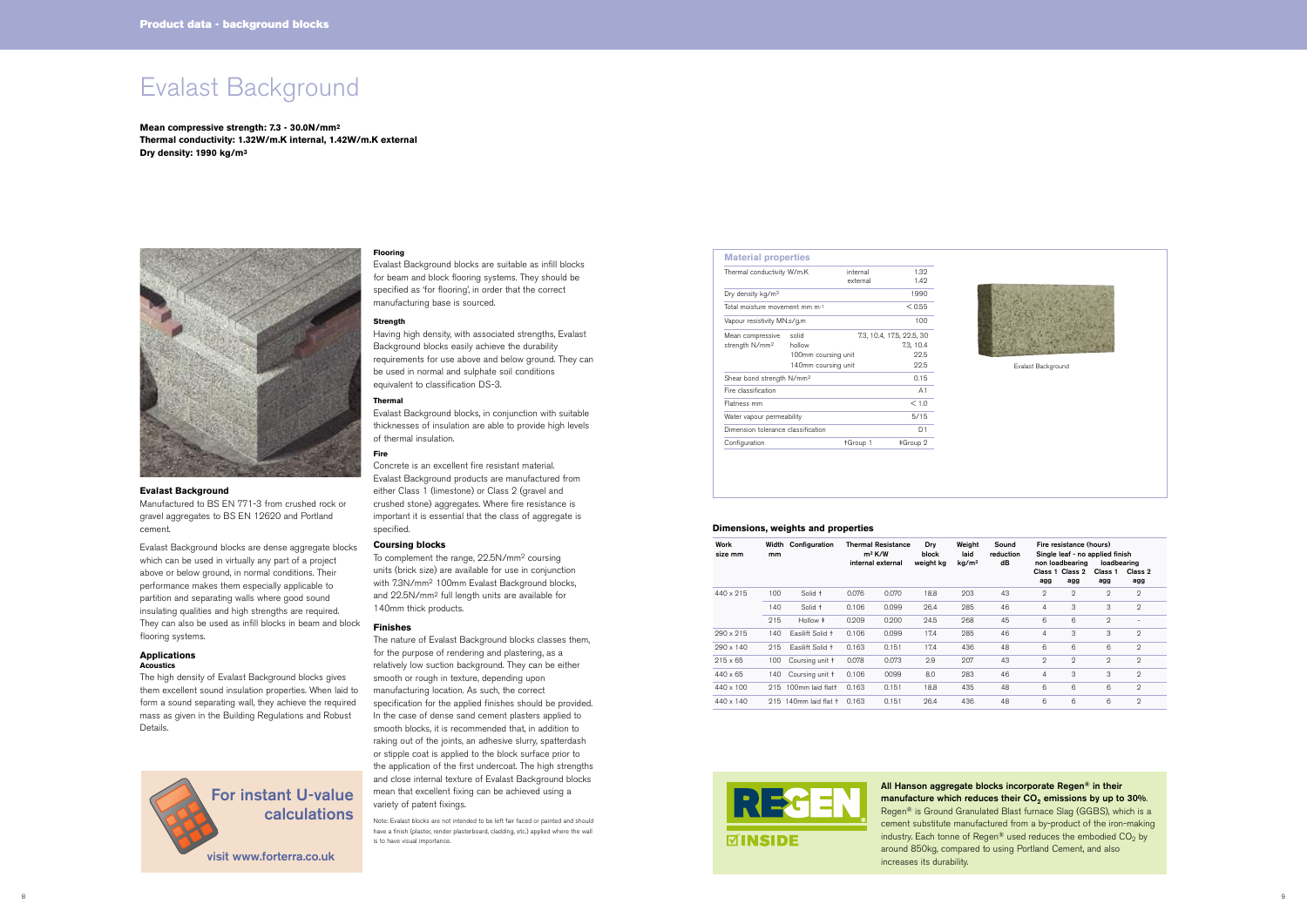# Evalast Background

**Mean compressive strength: 7.3 - 30.0N/mm²**
**Thermal conductivity: 1.32W/m.K internal, 1.42W/m.K external**
**Dry density: 1990 kg/m³**

### Evalast Background

Manufactured to BS EN 771-3 from crushed rock or gravel aggregates to BS EN 12620 and Portland cement.

Evalast Background blocks are dense aggregate blocks which can be used in virtually any part of a project above or below ground, in normal conditions. Their performance makes them especially applicable to partition and separating walls where good sound insulating qualities and high strengths are required. They can also be used as infill blocks in beam and block flooring systems.

### Applications

**Acoustics**

The high density of Evalast Background blocks gives them excellent sound insulation properties. When laid to form a sound separating wall, they achieve the required mass as given in the Building Regulations and Robust Details.

**Flooring**

Evalast Background blocks are suitable as infill blocks for beam and block flooring systems. They should be specified as 'for flooring', in order that the correct manufacturing base is sourced.

**Strength**

Having high density, with associated strengths, Evalast Background blocks easily achieve the durability requirements for use above and below ground. They can be used in normal and sulphate soil conditions equivalent to classification DS-3.

**Thermal**

Evalast Background blocks, in conjunction with suitable thicknesses of insulation are able to provide high levels of thermal insulation.

**Fire**

Concrete is an excellent fire resistant material. Evalast Background products are manufactured from either Class 1 (limestone) or Class 2 (gravel and crushed stone) aggregates. Where fire resistance is important it is essential that the class of aggregate is specified.

### Coursing blocks

To complement the range, 22.5N/mm² coursing units (brick size) are available for use in conjunction with 7.3N/mm² 100mm Evalast Background blocks, and 22.5N/mm² full length units are available for 140mm thick products.

### Finishes

The nature of Evalast Background blocks classes them, for the purpose of rendering and plastering, as a relatively low suction background. They can be either smooth or rough in texture, depending upon manufacturing location. As such, the correct specification for the applied finishes should be provided. In the case of dense sand cement plasters applied to smooth blocks, it is recommended that, in addition to raking out of the joints, an adhesive slurry, spatterdash or stipple coat is applied to the block surface prior to the application of the first undercoat. The high strengths and close internal texture of Evalast Background blocks mean that excellent fixing can be achieved using a variety of patent fixings.

Note: Evalast blocks are not intended to be left fair faced or painted and should have a finish (plaster, render plasterboard, cladding, etc.) applied where the wall is to have visual importance.

For instant U-value calculations

visit www.forterra.co.uk

### Material properties

| Property | | Value |
|---|---|---|
| Thermal conductivity W/m.K | internal | 1.32 |
| | external | 1.42 |
| Dry density kg/m³ | | 1990 |
| Total moisture movement mm m-1 | | < 0.55 |
| Vapour resistivity MN.s/g.m | | 100 |
| Mean compressive strength N/mm² | solid | 7.3, 10.4, 17.5, 22.5, 30 |
| | hollow | 7.3, 10.4 |
| | 100mm coursing unit | 22.5 |
| | 140mm coursing unit | 22.5 |
| Shear bond strength N/mm² | | 0.15 |
| Fire classification | | A1 |
| Flatness mm | | < 1.0 |
| Water vapour permeability | | 5/15 |
| Dimension tolerance classification | | D1 |
| Configuration | †Group 1 | ‡Group 2 |

Evalast Background

### Dimensions, weights and properties

| Work size mm | Width mm | Configuration | Thermal Resistance m² K/W internal | Thermal Resistance m² K/W external | Dry block weight kg | Weight laid kg/m² | Sound reduction dB | Fire resistance (hours) Single leaf - no applied finish: non loadbearing Class 1 agg | non loadbearing Class 2 agg | loadbearing Class 1 agg | loadbearing Class 2 agg |
|---|---|---|---|---|---|---|---|---|---|---|---|
| 440 x 215 | 100 | Solid † | 0.076 | 0.070 | 18.8 | 203 | 43 | 2 | 2 | 2 | 2 |
| | 140 | Solid † | 0.106 | 0.099 | 26.4 | 285 | 46 | 4 | 3 | 3 | 2 |
| | 215 | Hollow ‡ | 0.209 | 0.200 | 24.5 | 268 | 45 | 6 | 6 | 2 | - |
| 290 x 215 | 140 | Easilift Solid † | 0.106 | 0.099 | 17.4 | 285 | 46 | 4 | 3 | 3 | 2 |
| 290 x 140 | 215 | Easilift Solid † | 0.163 | 0.151 | 17.4 | 436 | 48 | 6 | 6 | 6 | 2 |
| 215 x 65 | 100 | Coursing unit † | 0.078 | 0.073 | 2.9 | 207 | 43 | 2 | 2 | 2 | 2 |
| 440 x 65 | 140 | Coursing unit † | 0.106 | 0099 | 8.0 | 283 | 46 | 4 | 3 | 3 | 2 |
| 440 x 100 | 215 | 100mm laid flat† | 0.163 | 0.151 | 18.8 | 435 | 48 | 6 | 6 | 6 | 2 |
| 440 x 140 | 215 | 140mm laid flat † | 0.163 | 0.151 | 26.4 | 436 | 48 | 6 | 6 | 6 | 2 |

REGEN INSIDE

**All Hanson aggregate blocks incorporate Regen® in their manufacture which reduces their $CO_2$ emissions by up to 30%.** Regen® is Ground Granulated Blast furnace Slag (GGBS), which is a cement substitute manufactured from a by-product of the iron-making industry. Each tonne of Regen® used reduces the embodied $CO_2$ by around 850kg, compared to using Portland Cement, and also increases its durability.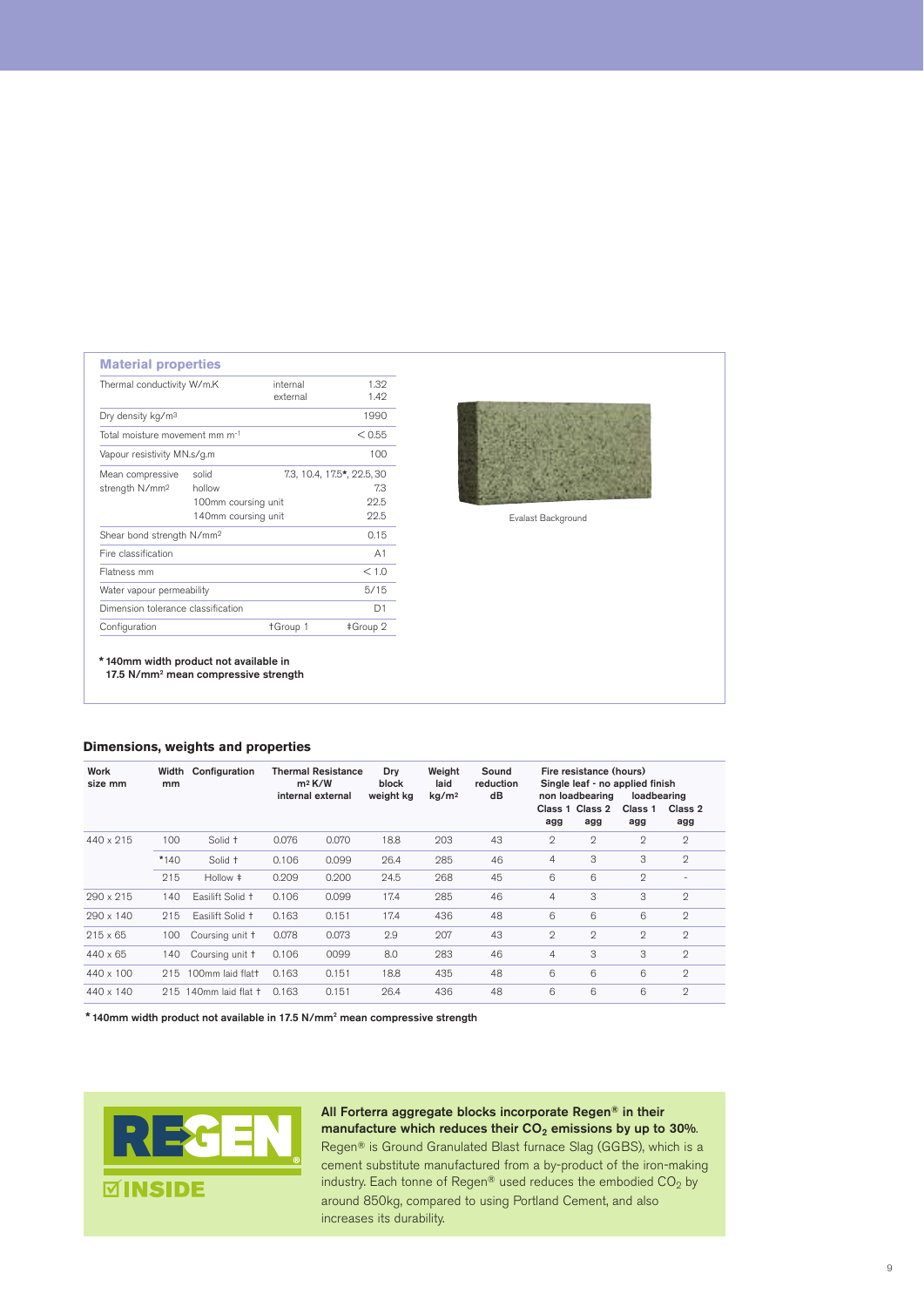## Material properties

| | | |
|---|---|---|
| Thermal conductivity W/m.K | internal<br>external | 1.32<br>1.42 |
| Dry density kg/m³ | | 1990 |
| Total moisture movement mm m⁻¹ | | < 0.55 |
| Vapour resistivity MN.s/g.m | | 100 |
| Mean compressive strength N/mm² | solid<br>hollow<br>100mm coursing unit<br>140mm coursing unit | 7.3, 10.4, 17.5*, 22.5, 30<br>7.3<br>22.5<br>22.5 |
| Shear bond strength N/mm² | | 0.15 |
| Fire classification | | A1 |
| Flatness mm | | < 1.0 |
| Water vapour permeability | | 5/15 |
| Dimension tolerance classification | | D1 |
| Configuration | †Group 1 | ‡Group 2 |

**\* 140mm width product not available in 17.5 N/mm² mean compressive strength**

Evalast Background

## Dimensions, weights and properties

| Work size mm | Width mm | Configuration | Thermal Resistance m² K/W internal | external | Dry block weight kg | Weight laid kg/m² | Sound reduction dB | Fire resistance (hours) Single leaf - no applied finish, non loadbearing Class 1 agg | Class 2 agg | loadbearing Class 1 agg | Class 2 agg |
|---|---|---|---|---|---|---|---|---|---|---|---|
| 440 x 215 | 100 | Solid † | 0.076 | 0.070 | 18.8 | 203 | 43 | 2 | 2 | 2 | 2 |
| | *140 | Solid † | 0.106 | 0.099 | 26.4 | 285 | 46 | 4 | 3 | 3 | 2 |
| | 215 | Hollow ‡ | 0.209 | 0.200 | 24.5 | 268 | 45 | 6 | 6 | 2 | - |
| 290 x 215 | 140 | Easilift Solid † | 0.106 | 0.099 | 17.4 | 285 | 46 | 4 | 3 | 3 | 2 |
| 290 x 140 | 215 | Easilift Solid † | 0.163 | 0.151 | 17.4 | 436 | 48 | 6 | 6 | 6 | 2 |
| 215 x 65 | 100 | Coursing unit † | 0.078 | 0.073 | 2.9 | 207 | 43 | 2 | 2 | 2 | 2 |
| 440 x 65 | 140 | Coursing unit † | 0.106 | 0099 | 8.0 | 283 | 46 | 4 | 3 | 3 | 2 |
| 440 x 100 | 215 | 100mm laid flat† | 0.163 | 0.151 | 18.8 | 435 | 48 | 6 | 6 | 6 | 2 |
| 440 x 140 | 215 | 140mm laid flat † | 0.163 | 0.151 | 26.4 | 436 | 48 | 6 | 6 | 6 | 2 |

**\* 140mm width product not available in 17.5 N/mm² mean compressive strength**

REGEN INSIDE

**All Forterra aggregate blocks incorporate Regen® in their manufacture which reduces their $CO_2$ emissions by up to 30%**. Regen® is Ground Granulated Blast furnace Slag (GGBS), which is a cement substitute manufactured from a by-product of the iron-making industry. Each tonne of Regen® used reduces the embodied $CO_2$ by around 850kg, compared to using Portland Cement, and also increases its durability.